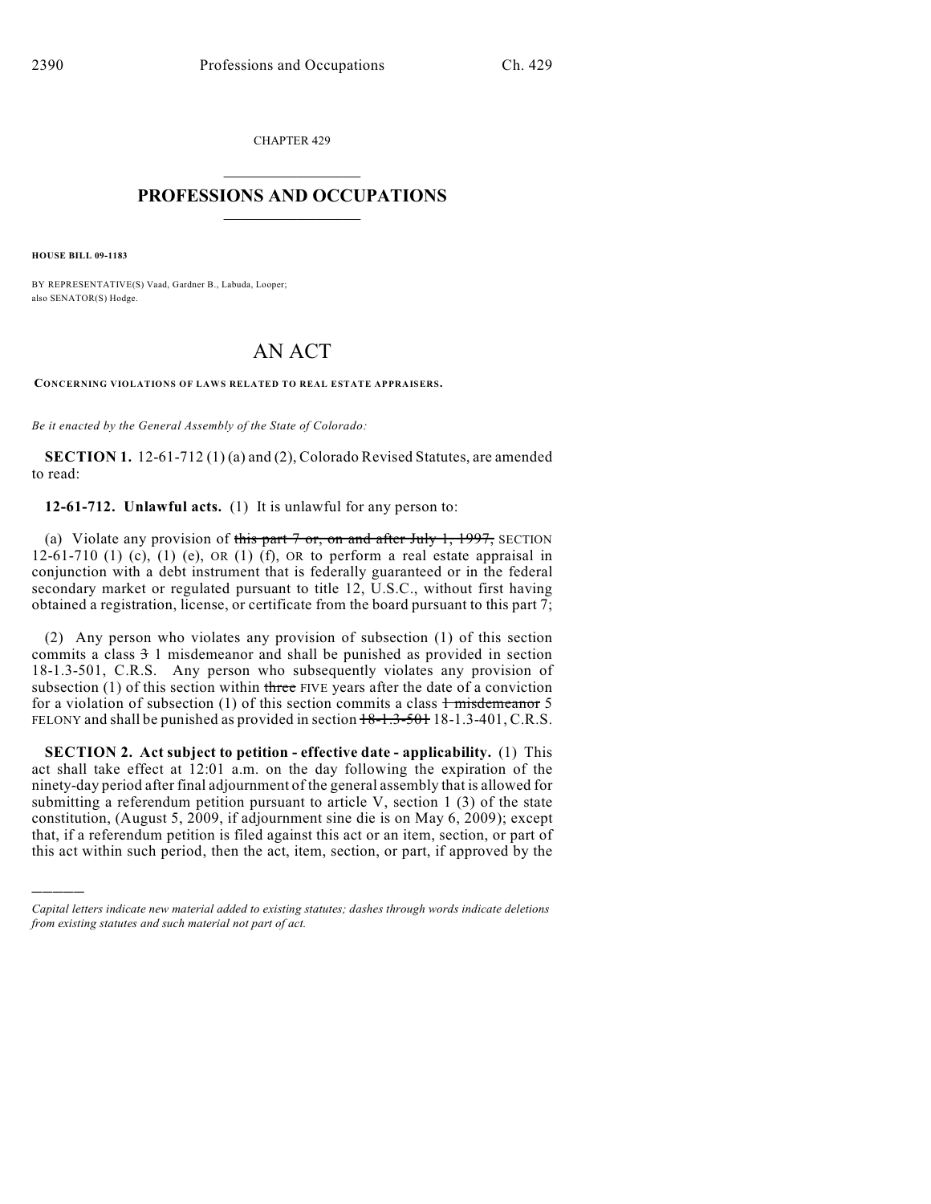CHAPTER 429

# PROFESSIONS AND OCCUPATIONS

**HOUSE BILL 09-1183**

BY REPRESENTATIVE(S) Vaad, Gardner B., Labuda, Looper;
also SENATOR(S) Hodge.

# AN ACT

**CONCERNING VIOLATIONS OF LAWS RELATED TO REAL ESTATE APPRAISERS.**

*Be it enacted by the General Assembly of the State of Colorado:*

**SECTION 1.** 12-61-712 (1) (a) and (2), Colorado Revised Statutes, are amended to read:

**12-61-712. Unlawful acts.** (1) It is unlawful for any person to:

(a) Violate any provision of ~~this part 7 or, on and after July 1, 1997,~~ SECTION 12-61-710 (1) (c), (1) (e), OR (1) (f), OR to perform a real estate appraisal in conjunction with a debt instrument that is federally guaranteed or in the federal secondary market or regulated pursuant to title 12, U.S.C., without first having obtained a registration, license, or certificate from the board pursuant to this part 7;

(2) Any person who violates any provision of subsection (1) of this section commits a class ~~3~~ 1 misdemeanor and shall be punished as provided in section 18-1.3-501, C.R.S. Any person who subsequently violates any provision of subsection (1) of this section within ~~three~~ FIVE years after the date of a conviction for a violation of subsection (1) of this section commits a class ~~1 misdemeanor~~ 5 FELONY and shall be punished as provided in section ~~18-1.3-501~~ 18-1.3-401, C.R.S.

**SECTION 2. Act subject to petition - effective date - applicability.** (1) This act shall take effect at 12:01 a.m. on the day following the expiration of the ninety-day period after final adjournment of the general assembly that is allowed for submitting a referendum petition pursuant to article V, section 1 (3) of the state constitution, (August 5, 2009, if adjournment sine die is on May 6, 2009); except that, if a referendum petition is filed against this act or an item, section, or part of this act within such period, then the act, item, section, or part, if approved by the

---

*Capital letters indicate new material added to existing statutes; dashes through words indicate deletions from existing statutes and such material not part of act.*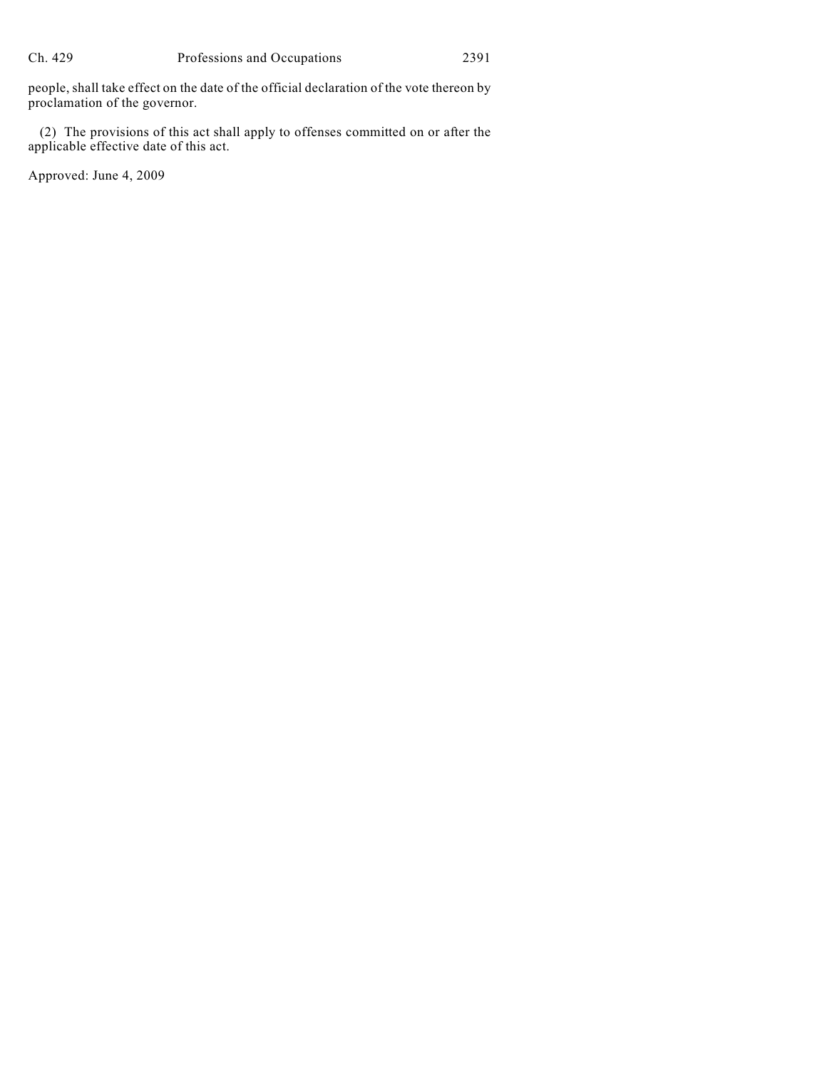people, shall take effect on the date of the official declaration of the vote thereon by proclamation of the governor.

(2) The provisions of this act shall apply to offenses committed on or after the applicable effective date of this act.

Approved: June 4, 2009